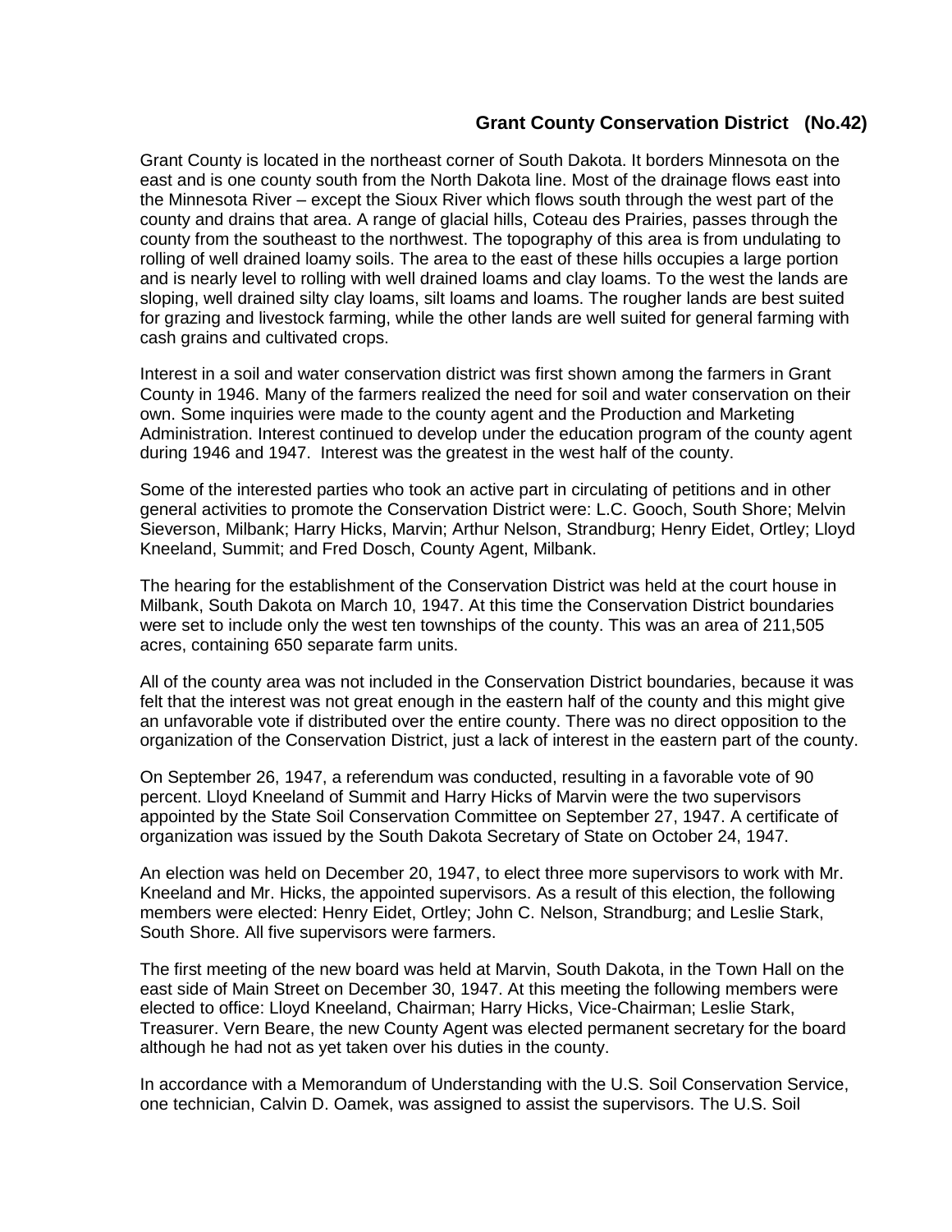## Grant County Conservation District (No.42)

Grant County is located in the northeast corner of South Dakota. It borders Minnesota on the east and is one county south from the North Dakota line. Most of the drainage flows east into the Minnesota River – except the Sioux River which flows south through the west part of the county and drains that area. A range of glacial hills, Coteau des Prairies, passes through the county from the southeast to the northwest. The topography of this area is from undulating to rolling of well drained loamy soils. The area to the east of these hills occupies a large portion and is nearly level to rolling with well drained loams and clay loams. To the west the lands are sloping, well drained silty clay loams, silt loams and loams. The rougher lands are best suited for grazing and livestock farming, while the other lands are well suited for general farming with cash grains and cultivated crops.

Interest in a soil and water conservation district was first shown among the farmers in Grant County in 1946. Many of the farmers realized the need for soil and water conservation on their own. Some inquiries were made to the county agent and the Production and Marketing Administration. Interest continued to develop under the education program of the county agent during 1946 and 1947. Interest was the greatest in the west half of the county.

Some of the interested parties who took an active part in circulating of petitions and in other general activities to promote the Conservation District were: L.C. Gooch, South Shore; Melvin Sieverson, Milbank; Harry Hicks, Marvin; Arthur Nelson, Strandburg; Henry Eidet, Ortley; Lloyd Kneeland, Summit; and Fred Dosch, County Agent, Milbank.

The hearing for the establishment of the Conservation District was held at the court house in Milbank, South Dakota on March 10, 1947. At this time the Conservation District boundaries were set to include only the west ten townships of the county. This was an area of 211,505 acres, containing 650 separate farm units.

All of the county area was not included in the Conservation District boundaries, because it was felt that the interest was not great enough in the eastern half of the county and this might give an unfavorable vote if distributed over the entire county. There was no direct opposition to the organization of the Conservation District, just a lack of interest in the eastern part of the county.

On September 26, 1947, a referendum was conducted, resulting in a favorable vote of 90 percent. Lloyd Kneeland of Summit and Harry Hicks of Marvin were the two supervisors appointed by the State Soil Conservation Committee on September 27, 1947. A certificate of organization was issued by the South Dakota Secretary of State on October 24, 1947.

An election was held on December 20, 1947, to elect three more supervisors to work with Mr. Kneeland and Mr. Hicks, the appointed supervisors. As a result of this election, the following members were elected: Henry Eidet, Ortley; John C. Nelson, Strandburg; and Leslie Stark, South Shore. All five supervisors were farmers.

The first meeting of the new board was held at Marvin, South Dakota, in the Town Hall on the east side of Main Street on December 30, 1947. At this meeting the following members were elected to office: Lloyd Kneeland, Chairman; Harry Hicks, Vice-Chairman; Leslie Stark, Treasurer. Vern Beare, the new County Agent was elected permanent secretary for the board although he had not as yet taken over his duties in the county.

In accordance with a Memorandum of Understanding with the U.S. Soil Conservation Service, one technician, Calvin D. Oamek, was assigned to assist the supervisors. The U.S. Soil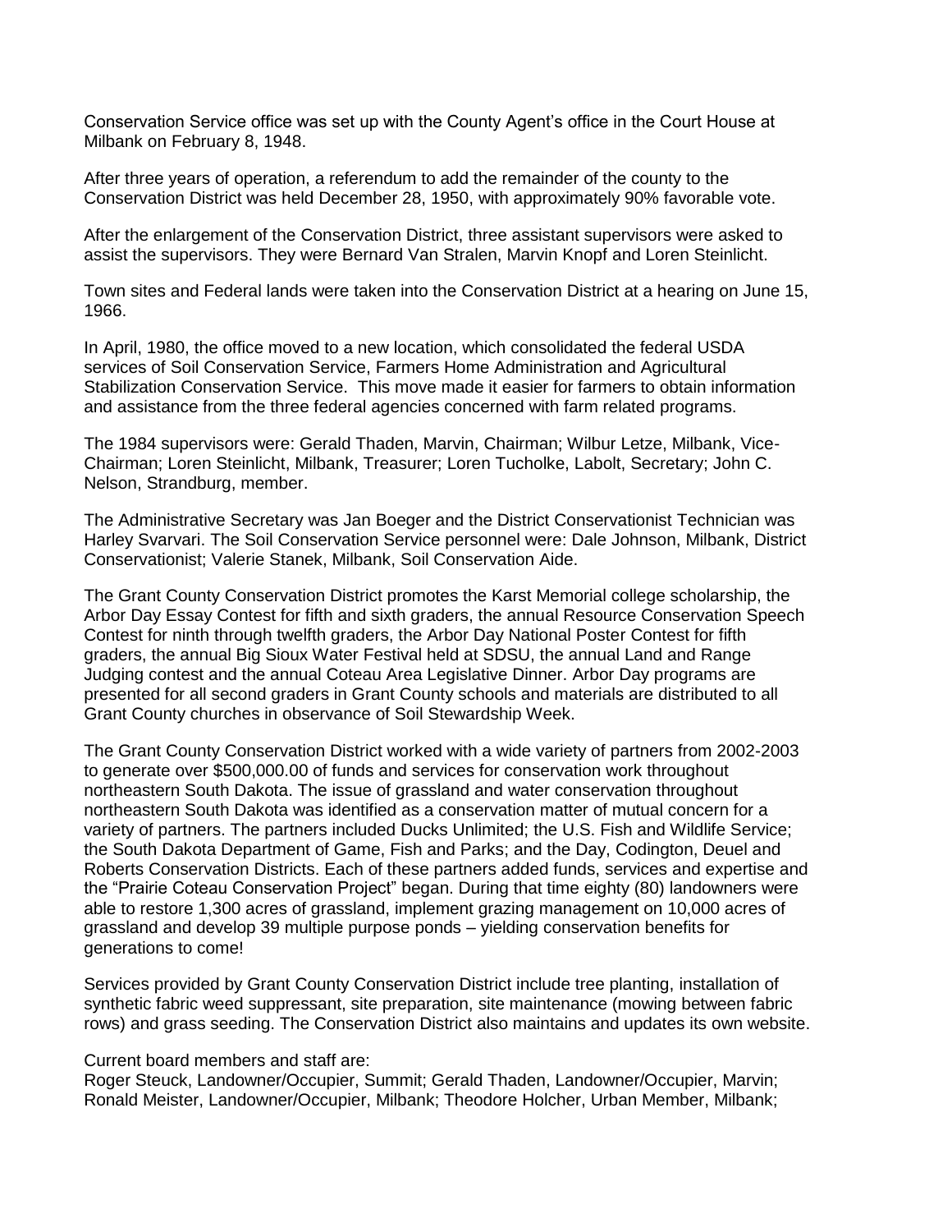Conservation Service office was set up with the County Agent's office in the Court House at Milbank on February 8, 1948.

After three years of operation, a referendum to add the remainder of the county to the Conservation District was held December 28, 1950, with approximately 90% favorable vote.

After the enlargement of the Conservation District, three assistant supervisors were asked to assist the supervisors. They were Bernard Van Stralen, Marvin Knopf and Loren Steinlicht.

Town sites and Federal lands were taken into the Conservation District at a hearing on June 15, 1966.

In April, 1980, the office moved to a new location, which consolidated the federal USDA services of Soil Conservation Service, Farmers Home Administration and Agricultural Stabilization Conservation Service. This move made it easier for farmers to obtain information and assistance from the three federal agencies concerned with farm related programs.

The 1984 supervisors were: Gerald Thaden, Marvin, Chairman; Wilbur Letze, Milbank, Vice-Chairman; Loren Steinlicht, Milbank, Treasurer; Loren Tucholke, Labolt, Secretary; John C. Nelson, Strandburg, member.

The Administrative Secretary was Jan Boeger and the District Conservationist Technician was Harley Svarvari. The Soil Conservation Service personnel were: Dale Johnson, Milbank, District Conservationist; Valerie Stanek, Milbank, Soil Conservation Aide.

The Grant County Conservation District promotes the Karst Memorial college scholarship, the Arbor Day Essay Contest for fifth and sixth graders, the annual Resource Conservation Speech Contest for ninth through twelfth graders, the Arbor Day National Poster Contest for fifth graders, the annual Big Sioux Water Festival held at SDSU, the annual Land and Range Judging contest and the annual Coteau Area Legislative Dinner. Arbor Day programs are presented for all second graders in Grant County schools and materials are distributed to all Grant County churches in observance of Soil Stewardship Week.

The Grant County Conservation District worked with a wide variety of partners from 2002-2003 to generate over $500,000.00 of funds and services for conservation work throughout northeastern South Dakota. The issue of grassland and water conservation throughout northeastern South Dakota was identified as a conservation matter of mutual concern for a variety of partners. The partners included Ducks Unlimited; the U.S. Fish and Wildlife Service; the South Dakota Department of Game, Fish and Parks; and the Day, Codington, Deuel and Roberts Conservation Districts. Each of these partners added funds, services and expertise and the "Prairie Coteau Conservation Project" began. During that time eighty (80) landowners were able to restore 1,300 acres of grassland, implement grazing management on 10,000 acres of grassland and develop 39 multiple purpose ponds – yielding conservation benefits for generations to come!

Services provided by Grant County Conservation District include tree planting, installation of synthetic fabric weed suppressant, site preparation, site maintenance (mowing between fabric rows) and grass seeding. The Conservation District also maintains and updates its own website.

Current board members and staff are:
Roger Steuck, Landowner/Occupier, Summit; Gerald Thaden, Landowner/Occupier, Marvin; Ronald Meister, Landowner/Occupier, Milbank; Theodore Holcher, Urban Member, Milbank;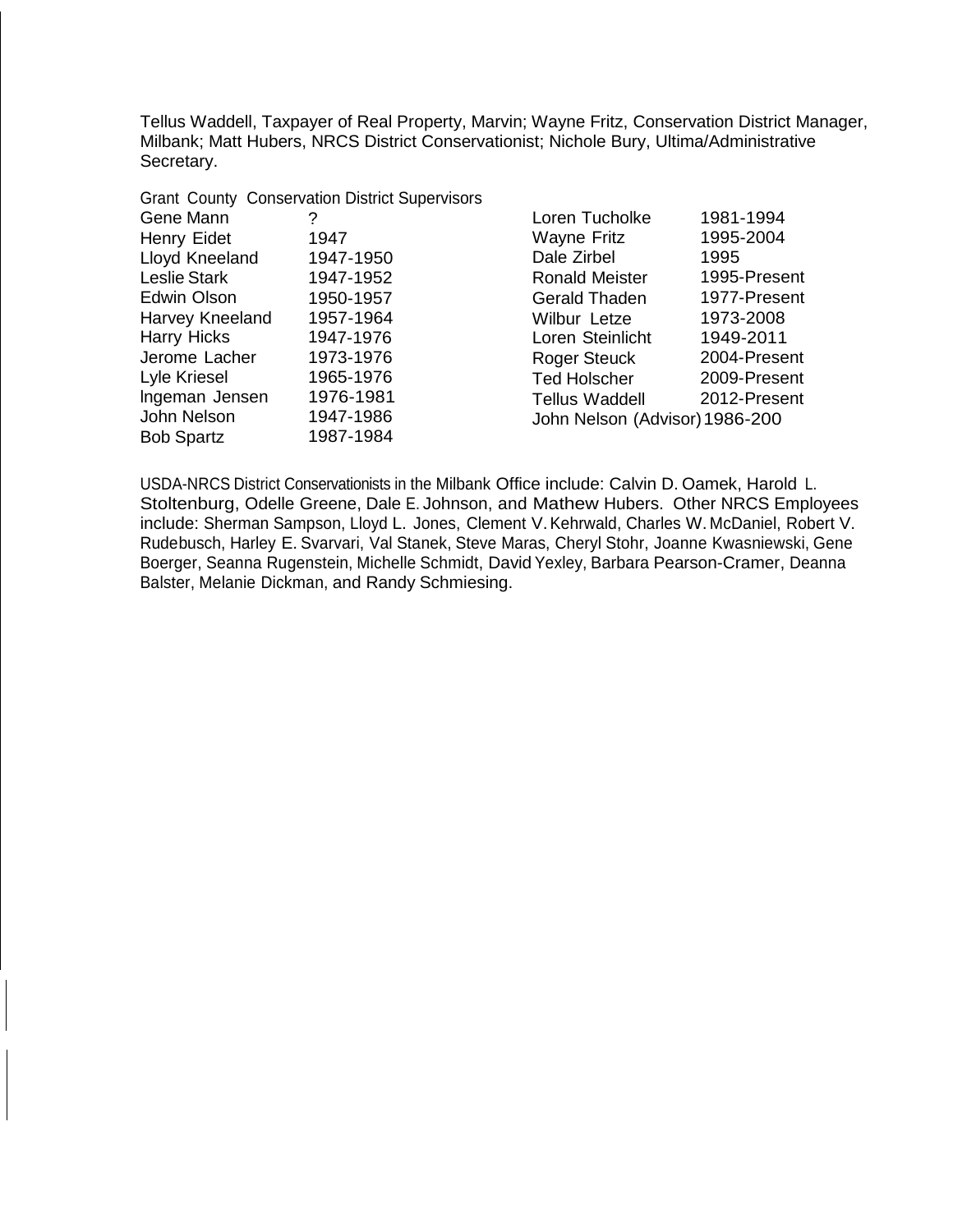Tellus Waddell, Taxpayer of Real Property, Marvin; Wayne Fritz, Conservation District Manager, Milbank; Matt Hubers, NRCS District Conservationist; Nichole Bury, Ultima/Administrative Secretary.

Grant County Conservation District Supervisors

| | | | |
|---|---|---|---|
| Gene Mann | ? | Loren Tucholke | 1981-1994 |
| Henry Eidet | 1947 | Wayne Fritz | 1995-2004 |
| Lloyd Kneeland | 1947-1950 | Dale Zirbel | 1995 |
| Leslie Stark | 1947-1952 | Ronald Meister | 1995-Present |
| Edwin Olson | 1950-1957 | Gerald Thaden | 1977-Present |
| Harvey Kneeland | 1957-1964 | Wilbur Letze | 1973-2008 |
| Harry Hicks | 1947-1976 | Loren Steinlicht | 1949-2011 |
| Jerome Lacher | 1973-1976 | Roger Steuck | 2004-Present |
| Lyle Kriesel | 1965-1976 | Ted Holscher | 2009-Present |
| Ingeman Jensen | 1976-1981 | Tellus Waddell | 2012-Present |
| John Nelson | 1947-1986 | John Nelson (Advisor) | 1986-200 |
| Bob Spartz | 1987-1984 | | |

USDA-NRCS District Conservationists in the Milbank Office include: Calvin D. Oamek, Harold L. Stoltenburg, Odelle Greene, Dale E. Johnson, and Mathew Hubers. Other NRCS Employees include: Sherman Sampson, Lloyd L. Jones, Clement V. Kehrwald, Charles W. McDaniel, Robert V. Rudebusch, Harley E. Svarvari, Val Stanek, Steve Maras, Cheryl Stohr, Joanne Kwasniewski, Gene Boerger, Seanna Rugenstein, Michelle Schmidt, David Yexley, Barbara Pearson-Cramer, Deanna Balster, Melanie Dickman, and Randy Schmiesing.